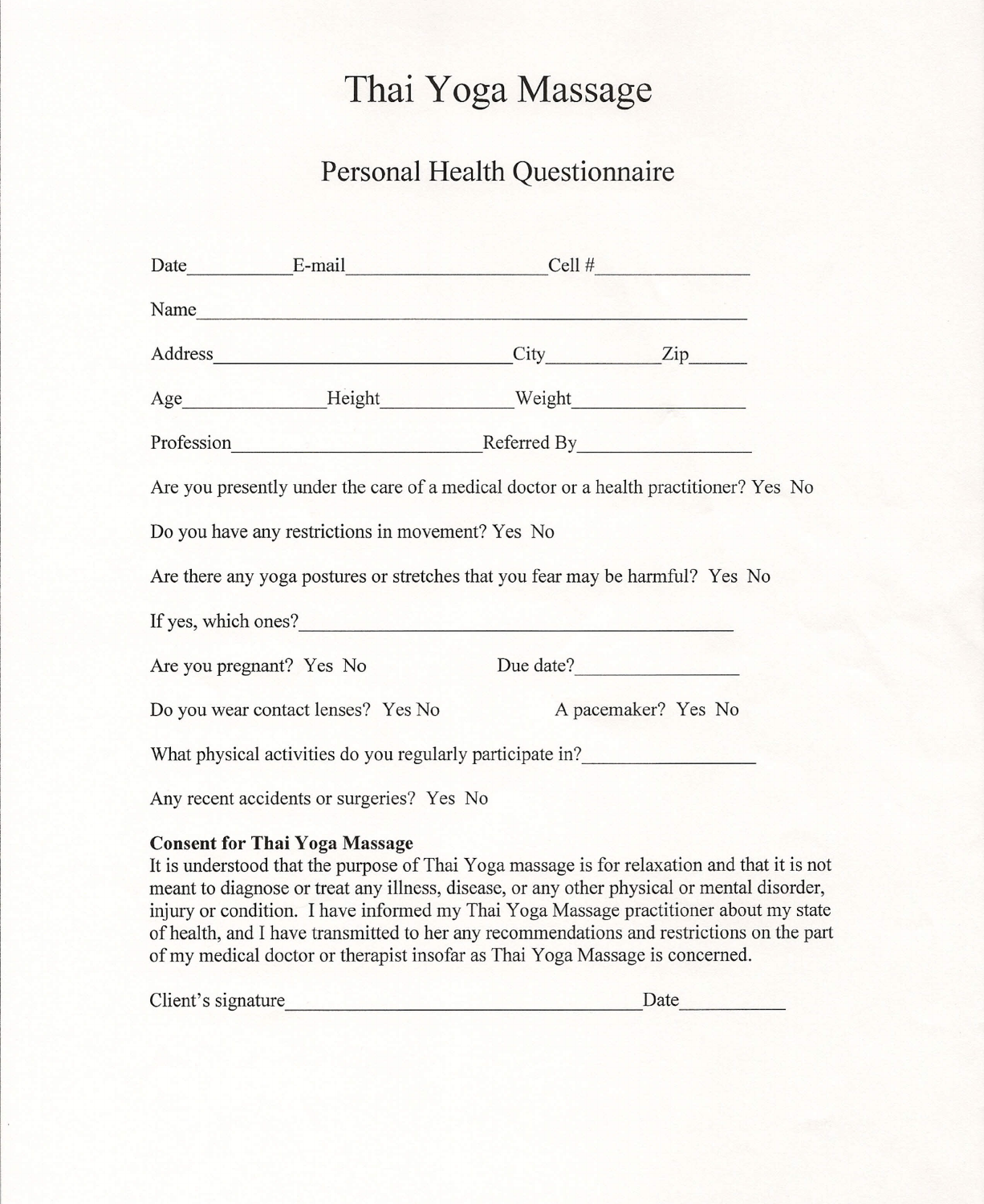# Thai Yoga Massage

## Personal Health Questionnaire

Date__________ E-mail____________________ Cell #_______________

Name______________________________________________________

Address______________________________ City___________ Zip______

Age______________ Height_____________ Weight_________________

Profession________________________ Referred By_________________

Are you presently under the care of a medical doctor or a health practitioner? Yes No

Do you have any restrictions in movement? Yes No

Are there any yoga postures or stretches that you fear may be harmful? Yes No

If yes, which ones?___________________________________________

Are you pregnant? Yes No Due date?_________________

Do you wear contact lenses? Yes No A pacemaker? Yes No

What physical activities do you regularly participate in?_________________

Any recent accidents or surgeries? Yes No

**Consent for Thai Yoga Massage**

It is understood that the purpose of Thai Yoga massage is for relaxation and that it is not meant to diagnose or treat any illness, disease, or any other physical or mental disorder, injury or condition. I have informed my Thai Yoga Massage practitioner about my state of health, and I have transmitted to her any recommendations and restrictions on the part of my medical doctor or therapist insofar as Thai Yoga Massage is concerned.

Client's signature___________________________________ Date__________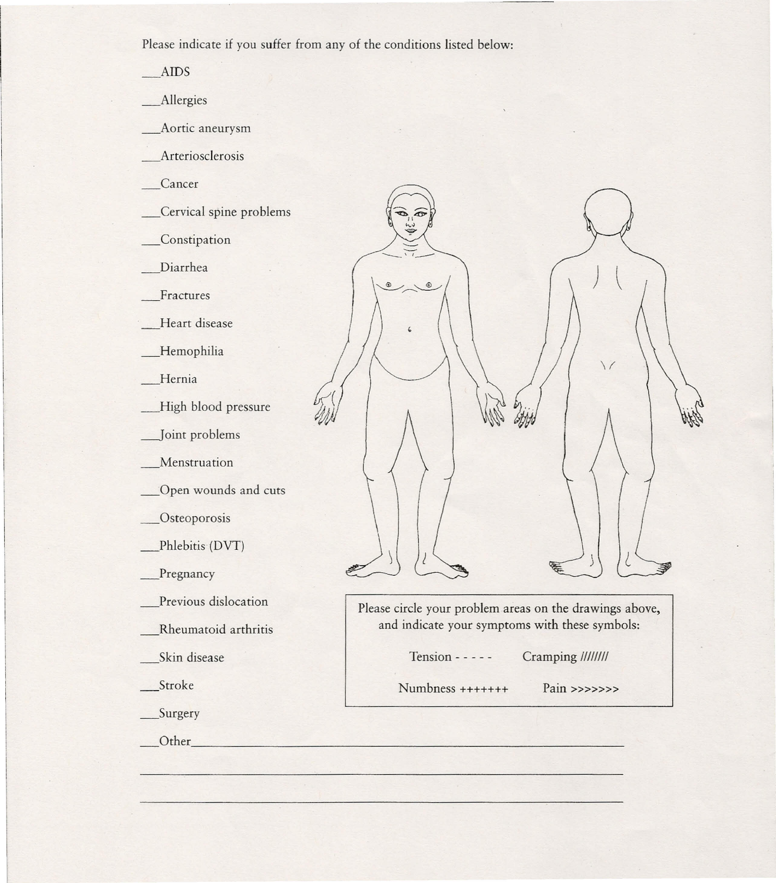Please indicate if you suffer from any of the conditions listed below:

___AIDS

___Allergies

___Aortic aneurysm

___Arteriosclerosis

___Cancer

___Cervical spine problems

___Constipation

___Diarrhea

___Fractures

___Heart disease

___Hemophilia

___Hernia

___High blood pressure

___Joint problems

___Menstruation

___Open wounds and cuts

___Osteoporosis

___Phlebitis (DVT)

___Pregnancy

___Previous dislocation

___Rheumatoid arthritis

___Skin disease

___Stroke

___Surgery

___Other_______________________________________________________________

___________________________________________________________________________

___________________________________________________________________________

Please circle your problem areas on the drawings above, and indicate your symptoms with these symbols:

Tension - - - - - Cramping ///////

Numbness +++++++ Pain >>>>>>>